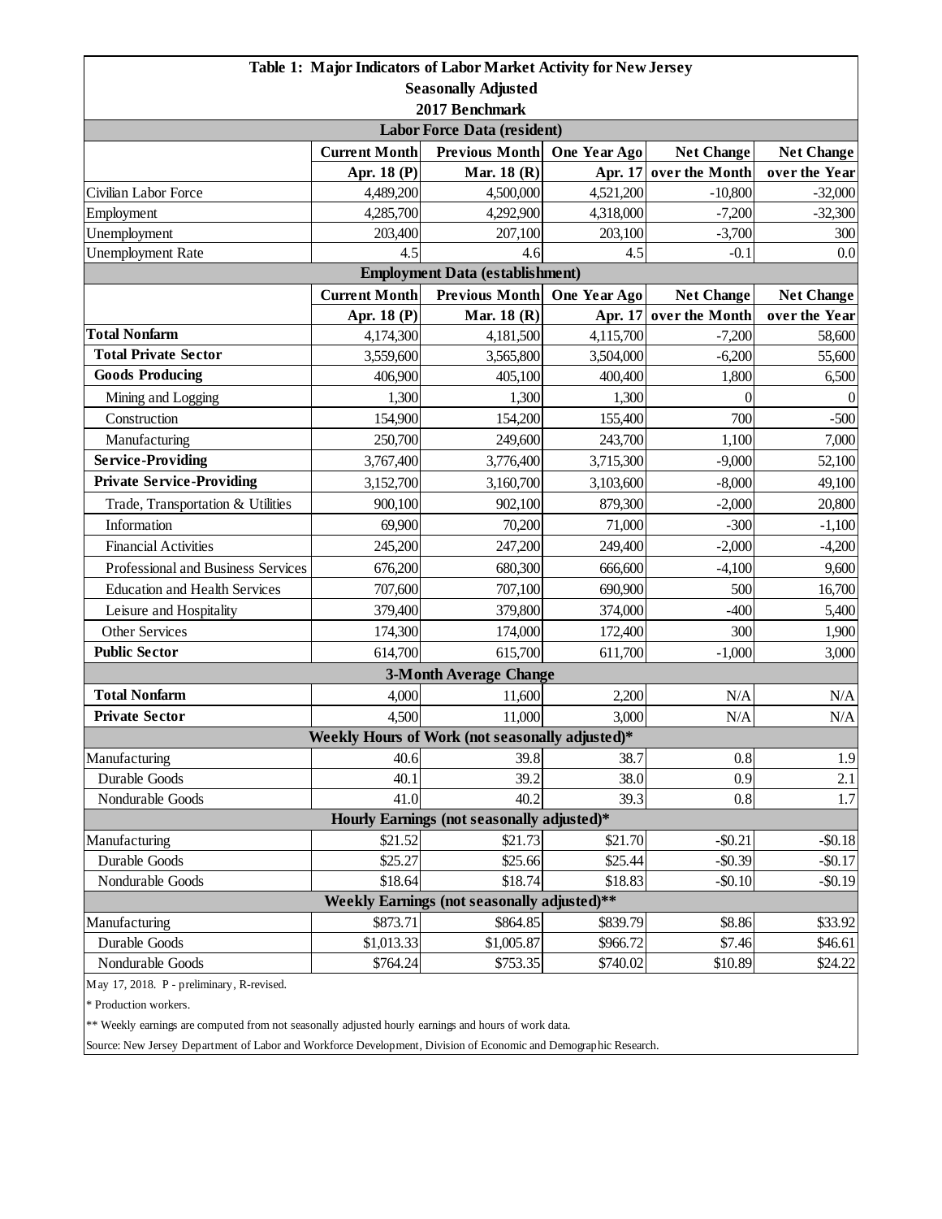# Table 1: Major Indicators of Labor Market Activity for New Jersey

**Seasonally Adjusted**

**2017 Benchmark**

| | Current Month | Previous Month | One Year Ago | Net Change | Net Change |
|---|---|---|---|---|---|
| | Apr. 18 (P) | Mar. 18 (R) | Apr. 17 | over the Month | over the Year |
| **Labor Force Data (resident)** | | | | | |
| Civilian Labor Force | 4,489,200 | 4,500,000 | 4,521,200 | -10,800 | -32,000 |
| Employment | 4,285,700 | 4,292,900 | 4,318,000 | -7,200 | -32,300 |
| Unemployment | 203,400 | 207,100 | 203,100 | -3,700 | 300 |
| Unemployment Rate | 4.5 | 4.6 | 4.5 | -0.1 | 0.0 |
| **Employment Data (establishment)** | | | | | |
| | Current Month | Previous Month | One Year Ago | Net Change | Net Change |
| | Apr. 18 (P) | Mar. 18 (R) | Apr. 17 | over the Month | over the Year |
| **Total Nonfarm** | 4,174,300 | 4,181,500 | 4,115,700 | -7,200 | 58,600 |
| **Total Private Sector** | 3,559,600 | 3,565,800 | 3,504,000 | -6,200 | 55,600 |
| **Goods Producing** | 406,900 | 405,100 | 400,400 | 1,800 | 6,500 |
| Mining and Logging | 1,300 | 1,300 | 1,300 | 0 | 0 |
| Construction | 154,900 | 154,200 | 155,400 | 700 | -500 |
| Manufacturing | 250,700 | 249,600 | 243,700 | 1,100 | 7,000 |
| **Service-Providing** | 3,767,400 | 3,776,400 | 3,715,300 | -9,000 | 52,100 |
| **Private Service-Providing** | 3,152,700 | 3,160,700 | 3,103,600 | -8,000 | 49,100 |
| Trade, Transportation & Utilities | 900,100 | 902,100 | 879,300 | -2,000 | 20,800 |
| Information | 69,900 | 70,200 | 71,000 | -300 | -1,100 |
| Financial Activities | 245,200 | 247,200 | 249,400 | -2,000 | -4,200 |
| Professional and Business Services | 676,200 | 680,300 | 666,600 | -4,100 | 9,600 |
| Education and Health Services | 707,600 | 707,100 | 690,900 | 500 | 16,700 |
| Leisure and Hospitality | 379,400 | 379,800 | 374,000 | -400 | 5,400 |
| Other Services | 174,300 | 174,000 | 172,400 | 300 | 1,900 |
| **Public Sector** | 614,700 | 615,700 | 611,700 | -1,000 | 3,000 |
| **3-Month Average Change** | | | | | |
| **Total Nonfarm** | 4,000 | 11,600 | 2,200 | N/A | N/A |
| **Private Sector** | 4,500 | 11,000 | 3,000 | N/A | N/A |
| **Weekly Hours of Work (not seasonally adjusted)*** | | | | | |
| Manufacturing | 40.6 | 39.8 | 38.7 | 0.8 | 1.9 |
| Durable Goods | 40.1 | 39.2 | 38.0 | 0.9 | 2.1 |
| Nondurable Goods | 41.0 | 40.2 | 39.3 | 0.8 | 1.7 |
| **Hourly Earnings (not seasonally adjusted)*** | | | | | |
| Manufacturing | $21.52 | $21.73 | $21.70 | -$0.21 | -$0.18 |
| Durable Goods | $25.27 | $25.66 | $25.44 | -$0.39 | -$0.17 |
| Nondurable Goods | $18.64 | $18.74 | $18.83 | -$0.10 | -$0.19 |
| **Weekly Earnings (not seasonally adjusted)**** | | | | | |
| Manufacturing | $873.71 | $864.85 | $839.79 | $8.86 | $33.92 |
| Durable Goods | $1,013.33 | $1,005.87 | $966.72 | $7.46 | $46.61 |
| Nondurable Goods | $764.24 | $753.35 | $740.02 | $10.89 | $24.22 |

May 17, 2018. P - preliminary, R-revised.

* Production workers.

** Weekly earnings are computed from not seasonally adjusted hourly earnings and hours of work data.

Source: New Jersey Department of Labor and Workforce Development, Division of Economic and Demographic Research.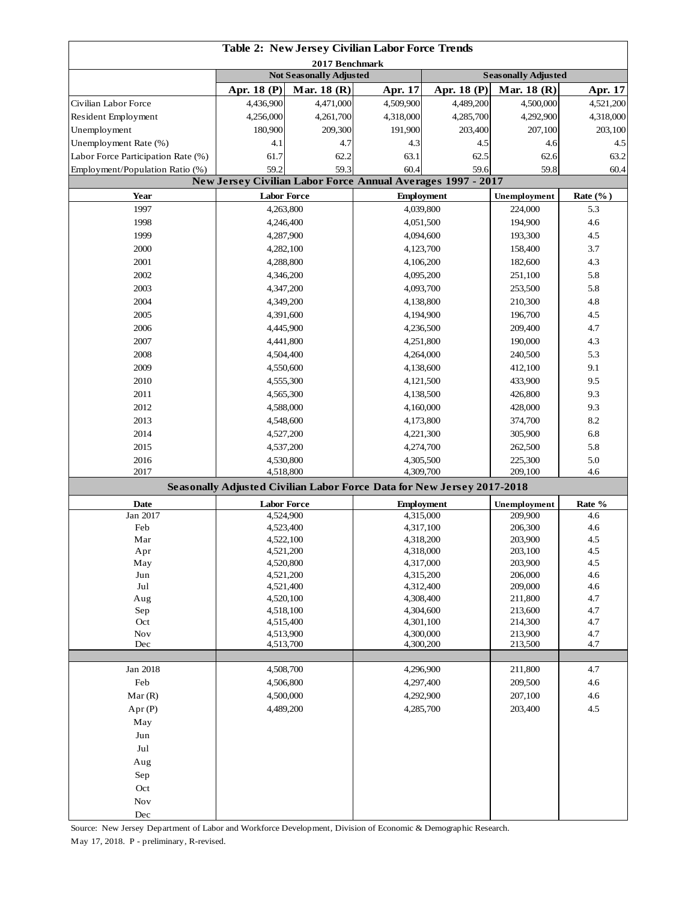## Table 2: New Jersey Civilian Labor Force Trends

2017 Benchmark

| | Not Seasonally Adjusted | | | Seasonally Adjusted | | |
|---|---|---|---|---|---|---|
| | Apr. 18 (P) | Mar. 18 (R) | Apr. 17 | Apr. 18 (P) | Mar. 18 (R) | Apr. 17 |
| Civilian Labor Force | 4,436,900 | 4,471,000 | 4,509,900 | 4,489,200 | 4,500,000 | 4,521,200 |
| Resident Employment | 4,256,000 | 4,261,700 | 4,318,000 | 4,285,700 | 4,292,900 | 4,318,000 |
| Unemployment | 180,900 | 209,300 | 191,900 | 203,400 | 207,100 | 203,100 |
| Unemployment Rate (%) | 4.1 | 4.7 | 4.3 | 4.5 | 4.6 | 4.5 |
| Labor Force Participation Rate (%) | 61.7 | 62.2 | 63.1 | 62.5 | 62.6 | 63.2 |
| Employment/Population Ratio (%) | 59.2 | 59.3 | 60.4 | 59.6 | 59.8 | 60.4 |

### New Jersey Civilian Labor Force Annual Averages 1997 - 2017

| Year | Labor Force | Employment | Unemployment | Rate (%) |
|---|---|---|---|---|
| 1997 | 4,263,800 | 4,039,800 | 224,000 | 5.3 |
| 1998 | 4,246,400 | 4,051,500 | 194,900 | 4.6 |
| 1999 | 4,287,900 | 4,094,600 | 193,300 | 4.5 |
| 2000 | 4,282,100 | 4,123,700 | 158,400 | 3.7 |
| 2001 | 4,288,800 | 4,106,200 | 182,600 | 4.3 |
| 2002 | 4,346,200 | 4,095,200 | 251,100 | 5.8 |
| 2003 | 4,347,200 | 4,093,700 | 253,500 | 5.8 |
| 2004 | 4,349,200 | 4,138,800 | 210,300 | 4.8 |
| 2005 | 4,391,600 | 4,194,900 | 196,700 | 4.5 |
| 2006 | 4,445,900 | 4,236,500 | 209,400 | 4.7 |
| 2007 | 4,441,800 | 4,251,800 | 190,000 | 4.3 |
| 2008 | 4,504,400 | 4,264,000 | 240,500 | 5.3 |
| 2009 | 4,550,600 | 4,138,600 | 412,100 | 9.1 |
| 2010 | 4,555,300 | 4,121,500 | 433,900 | 9.5 |
| 2011 | 4,565,300 | 4,138,500 | 426,800 | 9.3 |
| 2012 | 4,588,000 | 4,160,000 | 428,000 | 9.3 |
| 2013 | 4,548,600 | 4,173,800 | 374,700 | 8.2 |
| 2014 | 4,527,200 | 4,221,300 | 305,900 | 6.8 |
| 2015 | 4,537,200 | 4,274,700 | 262,500 | 5.8 |
| 2016 | 4,530,800 | 4,305,500 | 225,300 | 5.0 |
| 2017 | 4,518,800 | 4,309,700 | 209,100 | 4.6 |

### Seasonally Adjusted Civilian Labor Force Data for New Jersey 2017-2018

| Date | Labor Force | Employment | Unemployment | Rate % |
|---|---|---|---|---|
| Jan 2017 | 4,524,900 | 4,315,000 | 209,900 | 4.6 |
| Feb | 4,523,400 | 4,317,100 | 206,300 | 4.6 |
| Mar | 4,522,100 | 4,318,200 | 203,900 | 4.5 |
| Apr | 4,521,200 | 4,318,000 | 203,100 | 4.5 |
| May | 4,520,800 | 4,317,000 | 203,900 | 4.5 |
| Jun | 4,521,200 | 4,315,200 | 206,000 | 4.6 |
| Jul | 4,521,400 | 4,312,400 | 209,000 | 4.6 |
| Aug | 4,520,100 | 4,308,400 | 211,800 | 4.7 |
| Sep | 4,518,100 | 4,304,600 | 213,600 | 4.7 |
| Oct | 4,515,400 | 4,301,100 | 214,300 | 4.7 |
| Nov | 4,513,900 | 4,300,000 | 213,900 | 4.7 |
| Dec | 4,513,700 | 4,300,200 | 213,500 | 4.7 |
| | | | | |
| Jan 2018 | 4,508,700 | 4,296,900 | 211,800 | 4.7 |
| Feb | 4,506,800 | 4,297,400 | 209,500 | 4.6 |
| Mar (R) | 4,500,000 | 4,292,900 | 207,100 | 4.6 |
| Apr (P) | 4,489,200 | 4,285,700 | 203,400 | 4.5 |
| May | | | | |
| Jun | | | | |
| Jul | | | | |
| Aug | | | | |
| Sep | | | | |
| Oct | | | | |
| Nov | | | | |
| Dec | | | | |

Source: New Jersey Department of Labor and Workforce Development, Division of Economic & Demographic Research.

May 17, 2018. P - preliminary, R-revised.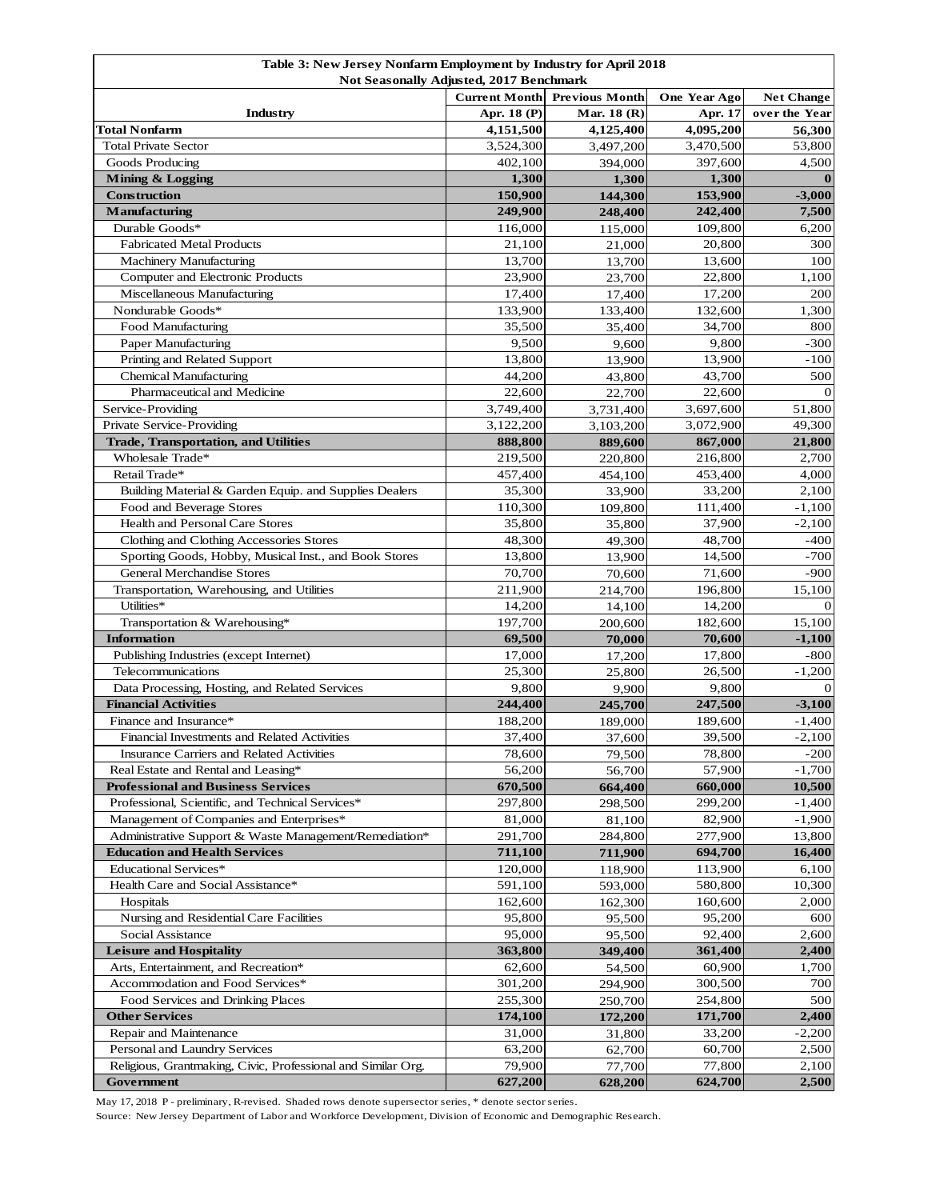**Table 3: New Jersey Nonfarm Employment by Industry for April 2018**
**Not Seasonally Adjusted, 2017 Benchmark**

| Industry | Current Month Apr. 18 (P) | Previous Month Mar. 18 (R) | One Year Ago Apr. 17 | Net Change over the Year |
|---|---|---|---|---|
| **Total Nonfarm** | **4,151,500** | **4,125,400** | **4,095,200** | **56,300** |
| Total Private Sector | 3,524,300 | 3,497,200 | 3,470,500 | 53,800 |
| Goods Producing | 402,100 | 394,000 | 397,600 | 4,500 |
| **Mining & Logging** | **1,300** | **1,300** | **1,300** | **0** |
| **Construction** | **150,900** | **144,300** | **153,900** | **-3,000** |
| **Manufacturing** | **249,900** | **248,400** | **242,400** | **7,500** |
| Durable Goods* | 116,000 | 115,000 | 109,800 | 6,200 |
| Fabricated Metal Products | 21,100 | 21,000 | 20,800 | 300 |
| Machinery Manufacturing | 13,700 | 13,700 | 13,600 | 100 |
| Computer and Electronic Products | 23,900 | 23,700 | 22,800 | 1,100 |
| Miscellaneous Manufacturing | 17,400 | 17,400 | 17,200 | 200 |
| Nondurable Goods* | 133,900 | 133,400 | 132,600 | 1,300 |
| Food Manufacturing | 35,500 | 35,400 | 34,700 | 800 |
| Paper Manufacturing | 9,500 | 9,600 | 9,800 | -300 |
| Printing and Related Support | 13,800 | 13,900 | 13,900 | -100 |
| Chemical Manufacturing | 44,200 | 43,800 | 43,700 | 500 |
| Pharmaceutical and Medicine | 22,600 | 22,700 | 22,600 | 0 |
| Service-Providing | 3,749,400 | 3,731,400 | 3,697,600 | 51,800 |
| Private Service-Providing | 3,122,200 | 3,103,200 | 3,072,900 | 49,300 |
| **Trade, Transportation, and Utilities** | **888,800** | **889,600** | **867,000** | **21,800** |
| Wholesale Trade* | 219,500 | 220,800 | 216,800 | 2,700 |
| Retail Trade* | 457,400 | 454,100 | 453,400 | 4,000 |
| Building Material & Garden Equip. and Supplies Dealers | 35,300 | 33,900 | 33,200 | 2,100 |
| Food and Beverage Stores | 110,300 | 109,800 | 111,400 | -1,100 |
| Health and Personal Care Stores | 35,800 | 35,800 | 37,900 | -2,100 |
| Clothing and Clothing Accessories Stores | 48,300 | 49,300 | 48,700 | -400 |
| Sporting Goods, Hobby, Musical Inst., and Book Stores | 13,800 | 13,900 | 14,500 | -700 |
| General Merchandise Stores | 70,700 | 70,600 | 71,600 | -900 |
| Transportation, Warehousing, and Utilities | 211,900 | 214,700 | 196,800 | 15,100 |
| Utilities* | 14,200 | 14,100 | 14,200 | 0 |
| Transportation & Warehousing* | 197,700 | 200,600 | 182,600 | 15,100 |
| **Information** | **69,500** | **70,000** | **70,600** | **-1,100** |
| Publishing Industries (except Internet) | 17,000 | 17,200 | 17,800 | -800 |
| Telecommunications | 25,300 | 25,800 | 26,500 | -1,200 |
| Data Processing, Hosting, and Related Services | 9,800 | 9,900 | 9,800 | 0 |
| **Financial Activities** | **244,400** | **245,700** | **247,500** | **-3,100** |
| Finance and Insurance* | 188,200 | 189,000 | 189,600 | -1,400 |
| Financial Investments and Related Activities | 37,400 | 37,600 | 39,500 | -2,100 |
| Insurance Carriers and Related Activities | 78,600 | 79,500 | 78,800 | -200 |
| Real Estate and Rental and Leasing* | 56,200 | 56,700 | 57,900 | -1,700 |
| **Professional and Business Services** | **670,500** | **664,400** | **660,000** | **10,500** |
| Professional, Scientific, and Technical Services* | 297,800 | 298,500 | 299,200 | -1,400 |
| Management of Companies and Enterprises* | 81,000 | 81,100 | 82,900 | -1,900 |
| Administrative Support & Waste Management/Remediation* | 291,700 | 284,800 | 277,900 | 13,800 |
| **Education and Health Services** | **711,100** | **711,900** | **694,700** | **16,400** |
| Educational Services* | 120,000 | 118,900 | 113,900 | 6,100 |
| Health Care and Social Assistance* | 591,100 | 593,000 | 580,800 | 10,300 |
| Hospitals | 162,600 | 162,300 | 160,600 | 2,000 |
| Nursing and Residential Care Facilities | 95,800 | 95,500 | 95,200 | 600 |
| Social Assistance | 95,000 | 95,500 | 92,400 | 2,600 |
| **Leisure and Hospitality** | **363,800** | **349,400** | **361,400** | **2,400** |
| Arts, Entertainment, and Recreation* | 62,600 | 54,500 | 60,900 | 1,700 |
| Accommodation and Food Services* | 301,200 | 294,900 | 300,500 | 700 |
| Food Services and Drinking Places | 255,300 | 250,700 | 254,800 | 500 |
| **Other Services** | **174,100** | **172,200** | **171,700** | **2,400** |
| Repair and Maintenance | 31,000 | 31,800 | 33,200 | -2,200 |
| Personal and Laundry Services | 63,200 | 62,700 | 60,700 | 2,500 |
| Religious, Grantmaking, Civic, Professional and Similar Org. | 79,900 | 77,700 | 77,800 | 2,100 |
| **Government** | **627,200** | **628,200** | **624,700** | **2,500** |

May 17, 2018 P - preliminary, R-revised. Shaded rows denote supersector series, * denote sector series.

Source: New Jersey Department of Labor and Workforce Development, Division of Economic and Demographic Research.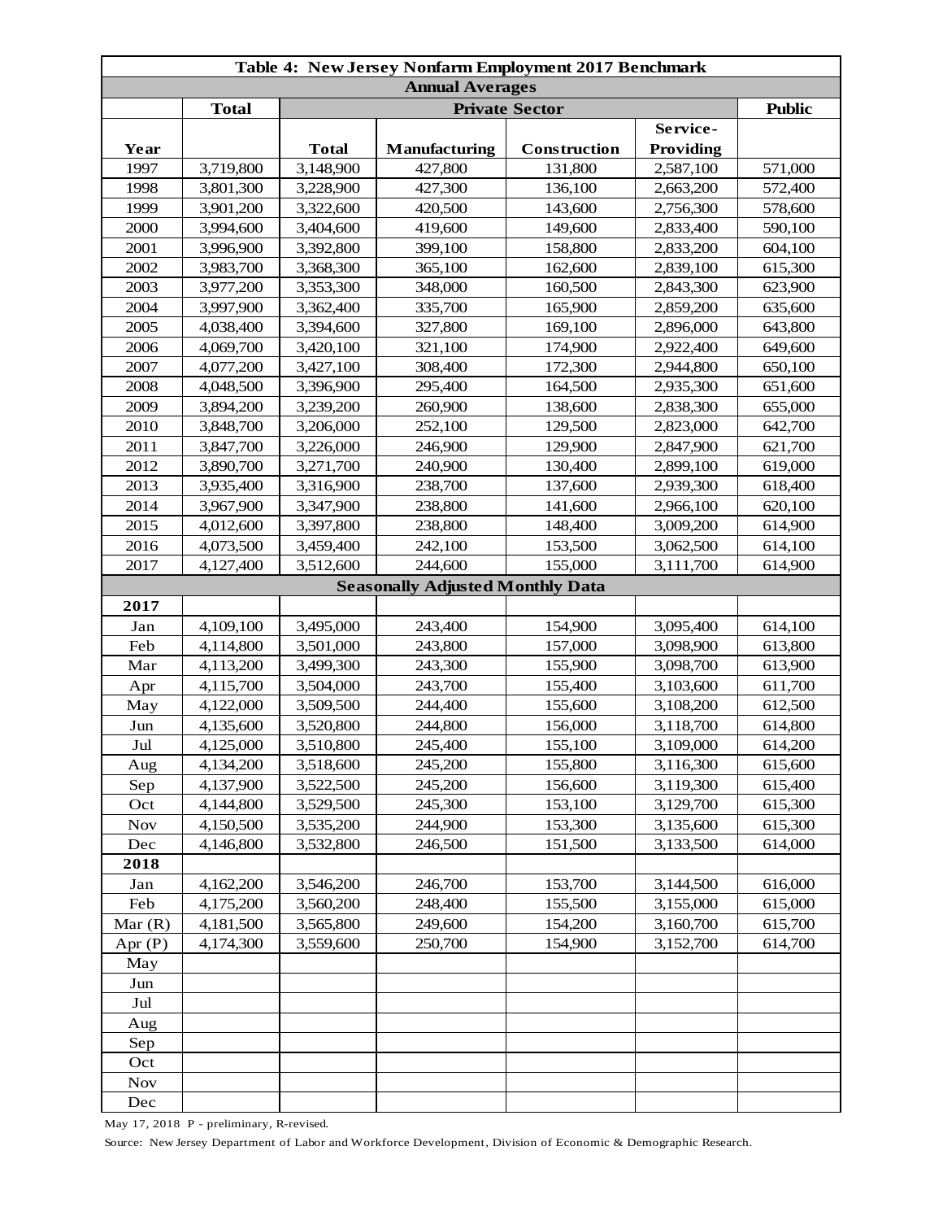| Table 4: New Jersey Nonfarm Employment 2017 Benchmark | | | | | | |
|---|---|---|---|---|---|---|
| **Annual Averages** | | | | | | |
| | **Total** | **Private Sector** | | | | **Public** |
| **Year** | | **Total** | **Manufacturing** | **Construction** | **Service-Providing** | |
| 1997 | 3,719,800 | 3,148,900 | 427,800 | 131,800 | 2,587,100 | 571,000 |
| 1998 | 3,801,300 | 3,228,900 | 427,300 | 136,100 | 2,663,200 | 572,400 |
| 1999 | 3,901,200 | 3,322,600 | 420,500 | 143,600 | 2,756,300 | 578,600 |
| 2000 | 3,994,600 | 3,404,600 | 419,600 | 149,600 | 2,833,400 | 590,100 |
| 2001 | 3,996,900 | 3,392,800 | 399,100 | 158,800 | 2,833,200 | 604,100 |
| 2002 | 3,983,700 | 3,368,300 | 365,100 | 162,600 | 2,839,100 | 615,300 |
| 2003 | 3,977,200 | 3,353,300 | 348,000 | 160,500 | 2,843,300 | 623,900 |
| 2004 | 3,997,900 | 3,362,400 | 335,700 | 165,900 | 2,859,200 | 635,600 |
| 2005 | 4,038,400 | 3,394,600 | 327,800 | 169,100 | 2,896,000 | 643,800 |
| 2006 | 4,069,700 | 3,420,100 | 321,100 | 174,900 | 2,922,400 | 649,600 |
| 2007 | 4,077,200 | 3,427,100 | 308,400 | 172,300 | 2,944,800 | 650,100 |
| 2008 | 4,048,500 | 3,396,900 | 295,400 | 164,500 | 2,935,300 | 651,600 |
| 2009 | 3,894,200 | 3,239,200 | 260,900 | 138,600 | 2,838,300 | 655,000 |
| 2010 | 3,848,700 | 3,206,000 | 252,100 | 129,500 | 2,823,000 | 642,700 |
| 2011 | 3,847,700 | 3,226,000 | 246,900 | 129,900 | 2,847,900 | 621,700 |
| 2012 | 3,890,700 | 3,271,700 | 240,900 | 130,400 | 2,899,100 | 619,000 |
| 2013 | 3,935,400 | 3,316,900 | 238,700 | 137,600 | 2,939,300 | 618,400 |
| 2014 | 3,967,900 | 3,347,900 | 238,800 | 141,600 | 2,966,100 | 620,100 |
| 2015 | 4,012,600 | 3,397,800 | 238,800 | 148,400 | 3,009,200 | 614,900 |
| 2016 | 4,073,500 | 3,459,400 | 242,100 | 153,500 | 3,062,500 | 614,100 |
| 2017 | 4,127,400 | 3,512,600 | 244,600 | 155,000 | 3,111,700 | 614,900 |
| **Seasonally Adjusted Monthly Data** | | | | | | |
| **2017** | | | | | | |
| Jan | 4,109,100 | 3,495,000 | 243,400 | 154,900 | 3,095,400 | 614,100 |
| Feb | 4,114,800 | 3,501,000 | 243,800 | 157,000 | 3,098,900 | 613,800 |
| Mar | 4,113,200 | 3,499,300 | 243,300 | 155,900 | 3,098,700 | 613,900 |
| Apr | 4,115,700 | 3,504,000 | 243,700 | 155,400 | 3,103,600 | 611,700 |
| May | 4,122,000 | 3,509,500 | 244,400 | 155,600 | 3,108,200 | 612,500 |
| Jun | 4,135,600 | 3,520,800 | 244,800 | 156,000 | 3,118,700 | 614,800 |
| Jul | 4,125,000 | 3,510,800 | 245,400 | 155,100 | 3,109,000 | 614,200 |
| Aug | 4,134,200 | 3,518,600 | 245,200 | 155,800 | 3,116,300 | 615,600 |
| Sep | 4,137,900 | 3,522,500 | 245,200 | 156,600 | 3,119,300 | 615,400 |
| Oct | 4,144,800 | 3,529,500 | 245,300 | 153,100 | 3,129,700 | 615,300 |
| Nov | 4,150,500 | 3,535,200 | 244,900 | 153,300 | 3,135,600 | 615,300 |
| Dec | 4,146,800 | 3,532,800 | 246,500 | 151,500 | 3,133,500 | 614,000 |
| **2018** | | | | | | |
| Jan | 4,162,200 | 3,546,200 | 246,700 | 153,700 | 3,144,500 | 616,000 |
| Feb | 4,175,200 | 3,560,200 | 248,400 | 155,500 | 3,155,000 | 615,000 |
| Mar (R) | 4,181,500 | 3,565,800 | 249,600 | 154,200 | 3,160,700 | 615,700 |
| Apr (P) | 4,174,300 | 3,559,600 | 250,700 | 154,900 | 3,152,700 | 614,700 |
| May | | | | | | |
| Jun | | | | | | |
| Jul | | | | | | |
| Aug | | | | | | |
| Sep | | | | | | |
| Oct | | | | | | |
| Nov | | | | | | |
| Dec | | | | | | |

May 17, 2018 P - preliminary, R-revised.

Source: New Jersey Department of Labor and Workforce Development, Division of Economic & Demographic Research.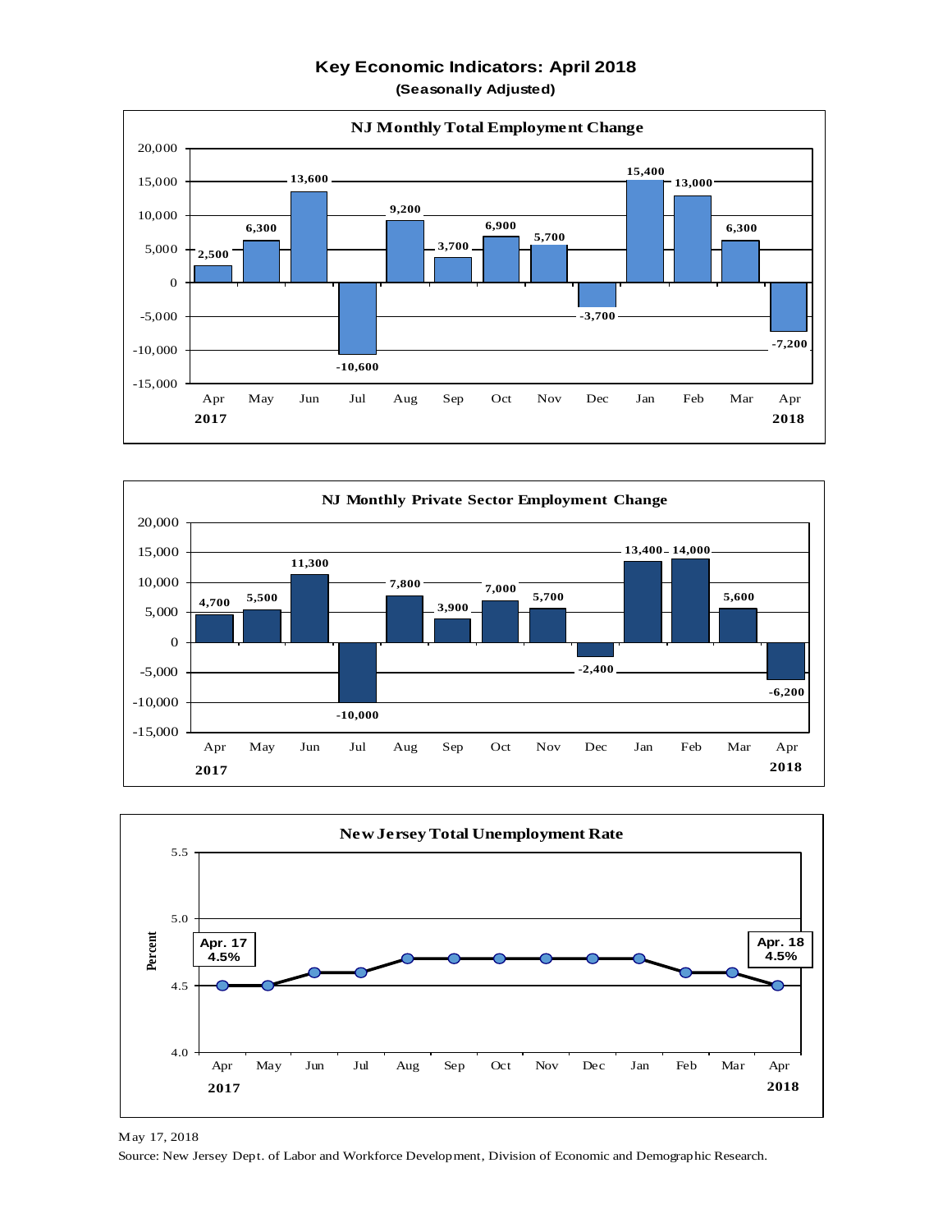# Key Economic Indicators: April 2018

**(Seasonally Adjusted)**

## NJ Monthly Total Employment Change

| Month | Change |
|---|---|
| Apr 2017 | 2,500 |
| May | 6,300 |
| Jun | 13,600 |
| Jul | -10,600 |
| Aug | 9,200 |
| Sep | 3,700 |
| Oct | 6,900 |
| Nov | 5,700 |
| Dec | -3,700 |
| Jan | 15,400 |
| Feb | 13,000 |
| Mar | 6,300 |
| Apr 2018 | -7,200 |

## NJ Monthly Private Sector Employment Change

| Month | Change |
|---|---|
| Apr 2017 | 4,700 |
| May | 5,500 |
| Jun | 11,300 |
| Jul | -10,000 |
| Aug | 7,800 |
| Sep | 3,900 |
| Oct | 7,000 |
| Nov | 5,700 |
| Dec | -2,400 |
| Jan | 13,400 |
| Feb | 14,000 |
| Mar | 5,600 |
| Apr 2018 | -6,200 |

## New Jersey Total Unemployment Rate

Apr. 17: 4.5%

Apr. 18: 4.5%

| Month | Percent |
|---|---|
| Apr 2017 | 4.5 |
| May | 4.5 |
| Jun | 4.6 |
| Jul | 4.6 |
| Aug | 4.7 |
| Sep | 4.7 |
| Oct | 4.7 |
| Nov | 4.7 |
| Dec | 4.7 |
| Jan | 4.7 |
| Feb | 4.6 |
| Mar | 4.6 |
| Apr 2018 | 4.5 |

May 17, 2018

Source: New Jersey Dept. of Labor and Workforce Development, Division of Economic and Demographic Research.